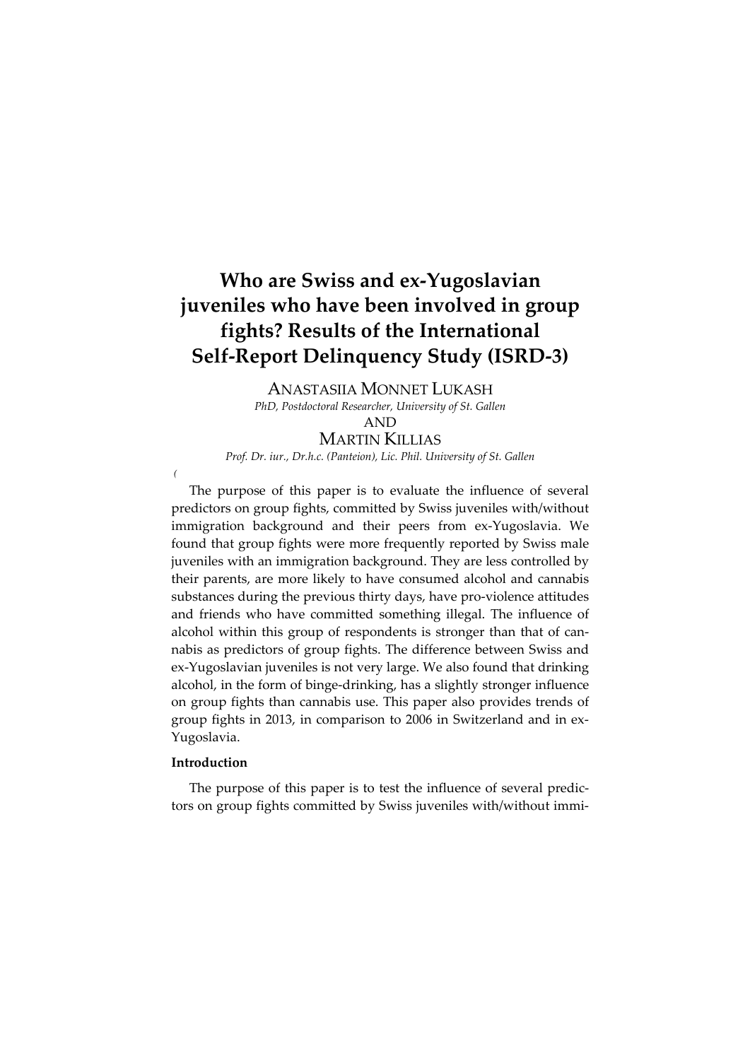# Who are Swiss and ex-Yugoslavian juveniles who have been involved in group fights? Results of the International Self-Report Delinquency Study (ISRD-3)

ANASTASIIA MONNET LUKASH

*PhD, Postdoctoral Researcher, University of St. Gallen*

AND

MARTIN KILLIAS

*Prof. Dr. iur., Dr.h.c. (Panteion), Lic. Phil. University of St. Gallen*

The purpose of this paper is to evaluate the influence of several predictors on group fights, committed by Swiss juveniles with/without immigration background and their peers from ex-Yugoslavia. We found that group fights were more frequently reported by Swiss male juveniles with an immigration background. They are less controlled by their parents, are more likely to have consumed alcohol and cannabis substances during the previous thirty days, have pro-violence attitudes and friends who have committed something illegal. The influence of alcohol within this group of respondents is stronger than that of cannabis as predictors of group fights. The difference between Swiss and ex-Yugoslavian juveniles is not very large. We also found that drinking alcohol, in the form of binge-drinking, has a slightly stronger influence on group fights than cannabis use. This paper also provides trends of group fights in 2013, in comparison to 2006 in Switzerland and in ex-Yugoslavia.

## Introduction

The purpose of this paper is to test the influence of several predictors on group fights committed by Swiss juveniles with/without immi-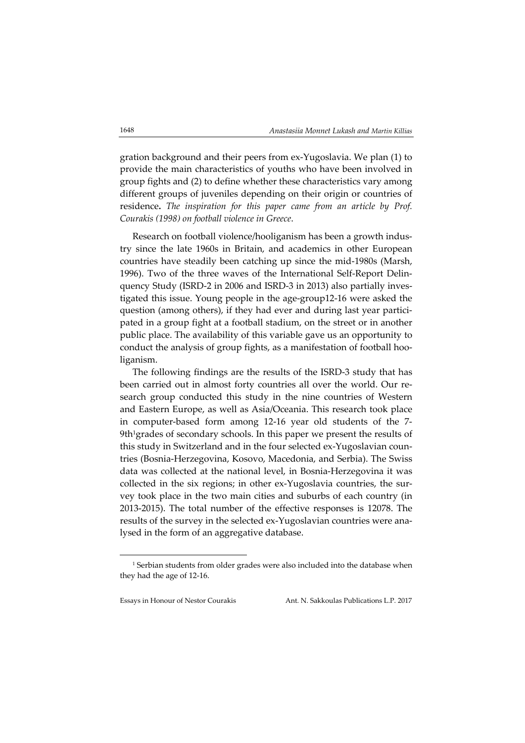gration background and their peers from ex-Yugoslavia. We plan (1) to provide the main characteristics of youths who have been involved in group fights and (2) to define whether these characteristics vary among different groups of juveniles depending on their origin or countries of residence**.** *The inspiration for this paper came from an article by Prof. Courakis (1998) on football violence in Greece*.

Research on football violence/hooliganism has been a growth industry since the late 1960s in Britain, and academics in other European countries have steadily been catching up since the mid-1980s (Marsh, 1996). Two of the three waves of the International Self-Report Delinquency Study (ISRD-2 in 2006 and ISRD-3 in 2013) also partially investigated this issue. Young people in the age-group12-16 were asked the question (among others), if they had ever and during last year participated in a group fight at a football stadium, on the street or in another public place. The availability of this variable gave us an opportunity to conduct the analysis of group fights, as a manifestation of football hooliganism.

The following findings are the results of the ISRD-3 study that has been carried out in almost forty countries all over the world. Our research group conducted this study in the nine countries of Western and Eastern Europe, as well as Asia/Oceania. This research took place in computer-based form among 12-16 year old students of the 7-9th[1]grades of secondary schools. In this paper we present the results of this study in Switzerland and in the four selected ex-Yugoslavian countries (Bosnia-Herzegovina, Kosovo, Macedonia, and Serbia). The Swiss data was collected at the national level, in Bosnia-Herzegovina it was collected in the six regions; in other ex-Yugoslavia countries, the survey took place in the two main cities and suburbs of each country (in 2013-2015). The total number of the effective responses is 12078. The results of the survey in the selected ex-Yugoslavian countries were analysed in the form of an aggregative database.

---

[1] Serbian students from older grades were also included into the database when they had the age of 12-16.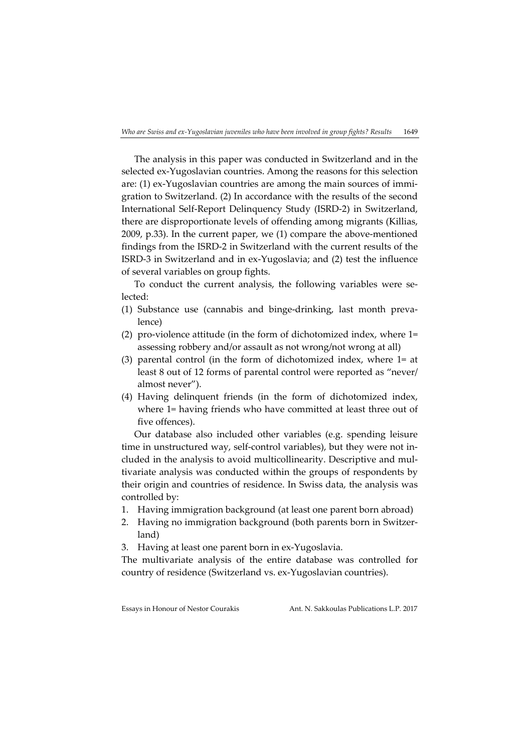The analysis in this paper was conducted in Switzerland and in the selected ex-Yugoslavian countries. Among the reasons for this selection are: (1) ex-Yugoslavian countries are among the main sources of immigration to Switzerland. (2) In accordance with the results of the second International Self-Report Delinquency Study (ISRD-2) in Switzerland, there are disproportionate levels of offending among migrants (Killias, 2009, p.33). In the current paper, we (1) compare the above-mentioned findings from the ISRD-2 in Switzerland with the current results of the ISRD-3 in Switzerland and in ex-Yugoslavia; and (2) test the influence of several variables on group fights.

To conduct the current analysis, the following variables were selected:

(1) Substance use (cannabis and binge-drinking, last month prevalence)
(2) pro-violence attitude (in the form of dichotomized index, where 1= assessing robbery and/or assault as not wrong/not wrong at all)
(3) parental control (in the form of dichotomized index, where 1= at least 8 out of 12 forms of parental control were reported as "never/almost never").
(4) Having delinquent friends (in the form of dichotomized index, where 1= having friends who have committed at least three out of five offences).

Our database also included other variables (e.g. spending leisure time in unstructured way, self-control variables), but they were not included in the analysis to avoid multicollinearity. Descriptive and multivariate analysis was conducted within the groups of respondents by their origin and countries of residence. In Swiss data, the analysis was controlled by:

1. Having immigration background (at least one parent born abroad)
2. Having no immigration background (both parents born in Switzerland)
3. Having at least one parent born in ex-Yugoslavia.

The multivariate analysis of the entire database was controlled for country of residence (Switzerland vs. ex-Yugoslavian countries).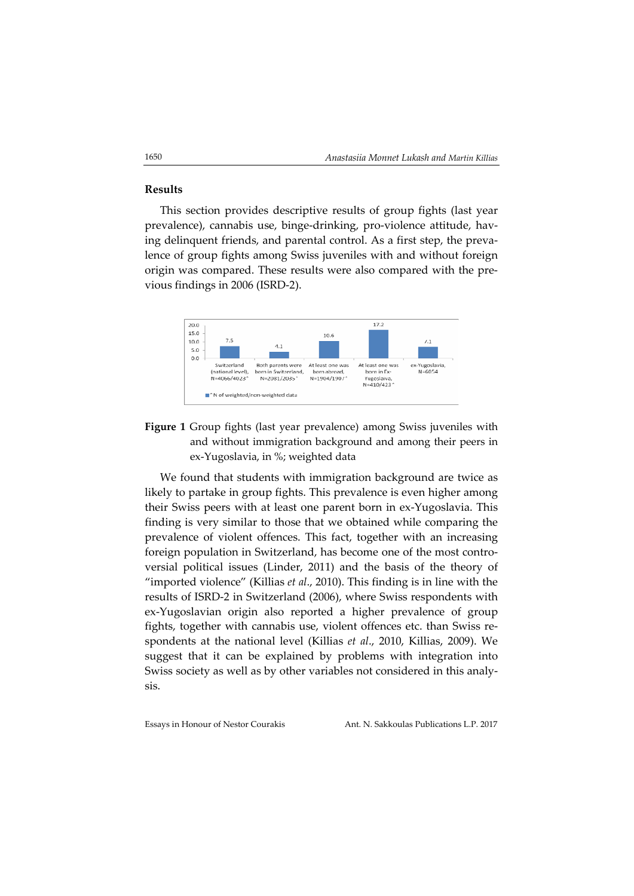## Results

This section provides descriptive results of group fights (last year prevalence), cannabis use, binge-drinking, pro-violence attitude, having delinquent friends, and parental control. As a first step, the prevalence of group fights among Swiss juveniles with and without foreign origin was compared. These results were also compared with the previous findings in 2006 (ISRD-2).

| | Switzerland (national level), N=4066/4023^ | Both parents were born in Switzerland, N=2081/2035^ | At least one was born abroad, N=1904/1907^ | At least one was born in Ex-Yugoslavia, N=410/423^ | ex-Yugoslavia, N=6054 |
|---|---|---|---|---|---|
| % | 7.5 | 4.1 | 10.6 | 17.2 | 7.1 |

^N of weighted/non-weighted data

**Figure 1** Group fights (last year prevalence) among Swiss juveniles with and without immigration background and among their peers in ex-Yugoslavia, in %; weighted data

We found that students with immigration background are twice as likely to partake in group fights. This prevalence is even higher among their Swiss peers with at least one parent born in ex-Yugoslavia. This finding is very similar to those that we obtained while comparing the prevalence of violent offences. This fact, together with an increasing foreign population in Switzerland, has become one of the most controversial political issues (Linder, 2011) and the basis of the theory of "imported violence" (Killias *et al*., 2010). This finding is in line with the results of ISRD-2 in Switzerland (2006), where Swiss respondents with ex-Yugoslavian origin also reported a higher prevalence of group fights, together with cannabis use, violent offences etc. than Swiss respondents at the national level (Killias *et al*., 2010, Killias, 2009). We suggest that it can be explained by problems with integration into Swiss society as well as by other variables not considered in this analysis.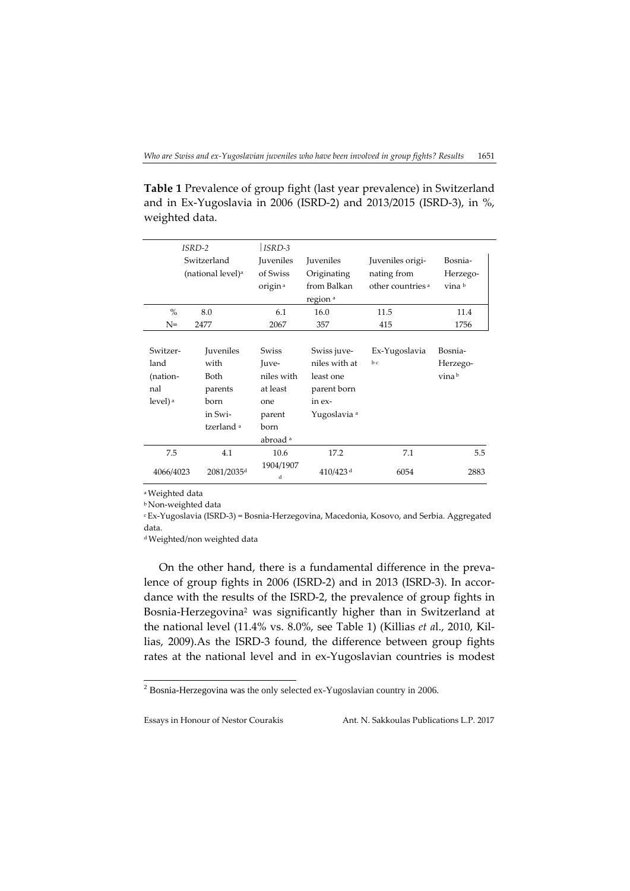**Table 1** Prevalence of group fight (last year prevalence) in Switzerland and in Ex-Yugoslavia in 2006 (ISRD-2) and 2013/2015 (ISRD-3), in %, weighted data.

| | ISRD-2 Switzerland (national level)[a] | ISRD-3 Juveniles of Swiss origin[a] | Juveniles Originating from Balkan region[a] | Juveniles originating from other countries[a] | Bosnia-Herzegovina[b] |
|---|---|---|---|---|---|
| % | 8.0 | 6.1 | 16.0 | 11.5 | 11.4 |
| N= | 2477 | 2067 | 357 | 415 | 1756 |

| Switzerland (national level)[a] | Juveniles with Both parents born in Switzerland[a] | Swiss Juveniles with at least one parent born abroad[a] | Swiss juveniles with at least one parent born in ex-Yugoslavia[a] | Ex-Yugoslavia[b c] | Bosnia-Herzegovina[b] |
|---|---|---|---|---|---|
| 7.5 | 4.1 | 10.6 | 17.2 | 7.1 | 5.5 |
| 4066/4023 | 2081/2035[d] | 1904/1907[d] | 410/423[d] | 6054 | 2883 |

[a] Weighted data

[b] Non-weighted data

[c] Ex-Yugoslavia (ISRD-3) = Bosnia-Herzegovina, Macedonia, Kosovo, and Serbia. Aggregated data.

[d] Weighted/non weighted data

On the other hand, there is a fundamental difference in the prevalence of group fights in 2006 (ISRD-2) and in 2013 (ISRD-3). In accordance with the results of the ISRD-2, the prevalence of group fights in Bosnia-Herzegovina[2] was significantly higher than in Switzerland at the national level (11.4% vs. 8.0%, see Table 1) (Killias *et a*l., 2010, Killias, 2009).As the ISRD-3 found, the difference between group fights rates at the national level and in ex-Yugoslavian countries is modest

[2] Bosnia-Herzegovina was the only selected ex-Yugoslavian country in 2006.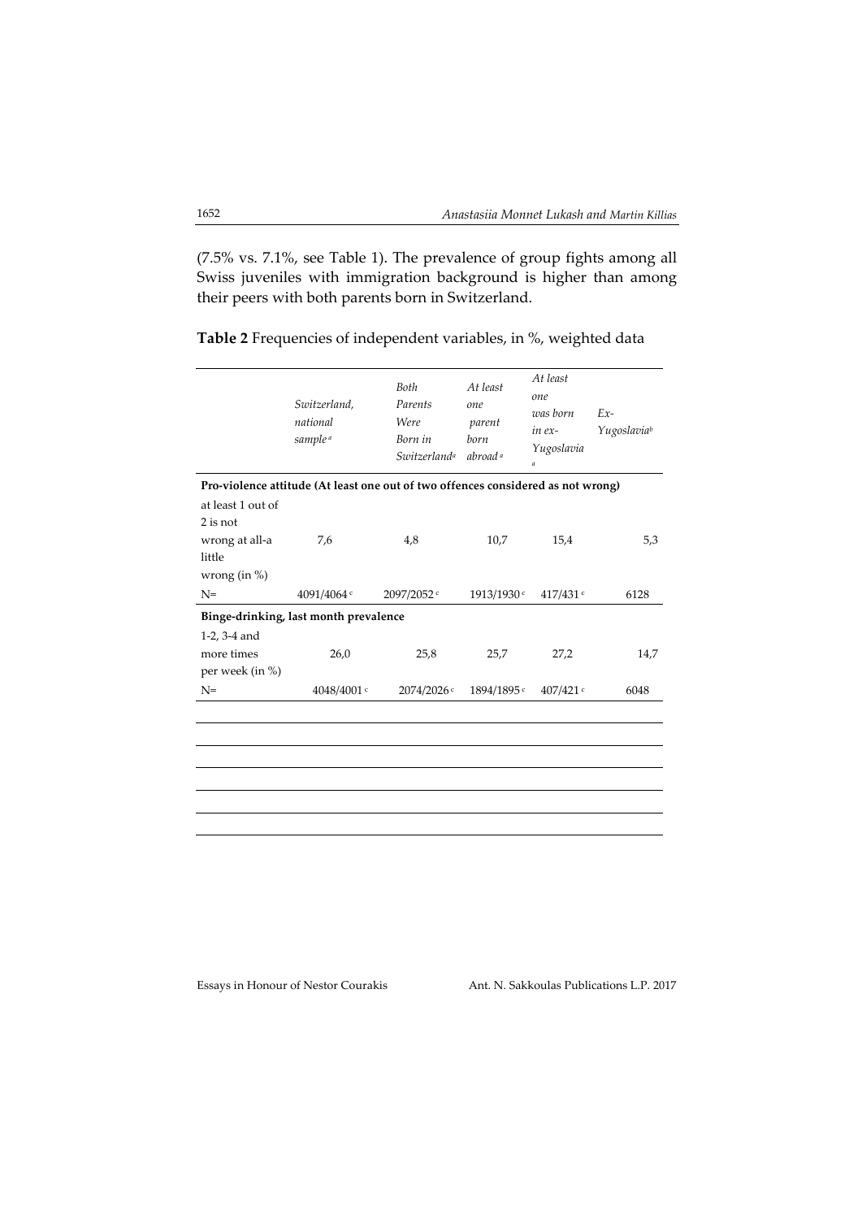(7.5% vs. 7.1%, see Table 1). The prevalence of group fights among all Swiss juveniles with immigration background is higher than among their peers with both parents born in Switzerland.

**Table 2** Frequencies of independent variables, in %, weighted data

| | *Switzerland, national sample*[a] | *Both Parents Were Born in Switzerland*[a] | *At least one parent born abroad*[a] | *At least one was born in ex-Yugoslavia*[a] | *Ex-Yugoslavia*[b] |
|---|---|---|---|---|---|
| **Pro-violence attitude (At least one out of two offences considered as not wrong)** | | | | | |
| at least 1 out of 2 is not wrong at all-a little wrong (in %) | 7,6 | 4,8 | 10,7 | 15,4 | 5,3 |
| N= | 4091/4064[c] | 2097/2052[c] | 1913/1930[c] | 417/431[c] | 6128 |
| **Binge-drinking, last month prevalence** | | | | | |
| 1-2, 3-4 and more times per week (in %) | 26,0 | 25,8 | 25,7 | 27,2 | 14,7 |
| N= | 4048/4001[c] | 2074/2026[c] | 1894/1895[c] | 407/421[c] | 6048 |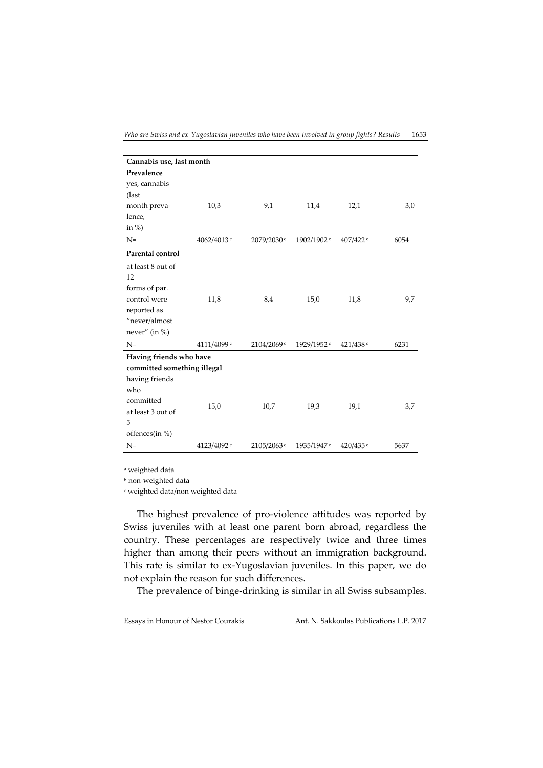| Cannabis use, last month | | | | | |
|---|---|---|---|---|---|
| **Prevalence** | | | | | |
| yes, cannabis (last month prevalence, in %) | 10,3 | 9,1 | 11,4 | 12,1 | 3,0 |
| N= | 4062/4013 [c] | 2079/2030 [c] | 1902/1902 [c] | 407/422 [c] | 6054 |
| **Parental control** | | | | | |
| at least 8 out of 12 forms of par. control were reported as "never/almost never" (in %) | 11,8 | 8,4 | 15,0 | 11,8 | 9,7 |
| N= | 4111/4099 [c] | 2104/2069 [c] | 1929/1952 [c] | 421/438 [c] | 6231 |
| **Having friends who have committed something illegal** | | | | | |
| having friends who committed at least 3 out of 5 offences(in %) | 15,0 | 10,7 | 19,3 | 19,1 | 3,7 |
| N= | 4123/4092 [c] | 2105/2063 [c] | 1935/1947 [c] | 420/435 [c] | 5637 |

[a] weighted data

[b] non-weighted data

[c] weighted data/non weighted data

The highest prevalence of pro-violence attitudes was reported by Swiss juveniles with at least one parent born abroad, regardless the country. These percentages are respectively twice and three times higher than among their peers without an immigration background. This rate is similar to ex-Yugoslavian juveniles. In this paper, we do not explain the reason for such differences.

The prevalence of binge-drinking is similar in all Swiss subsamples.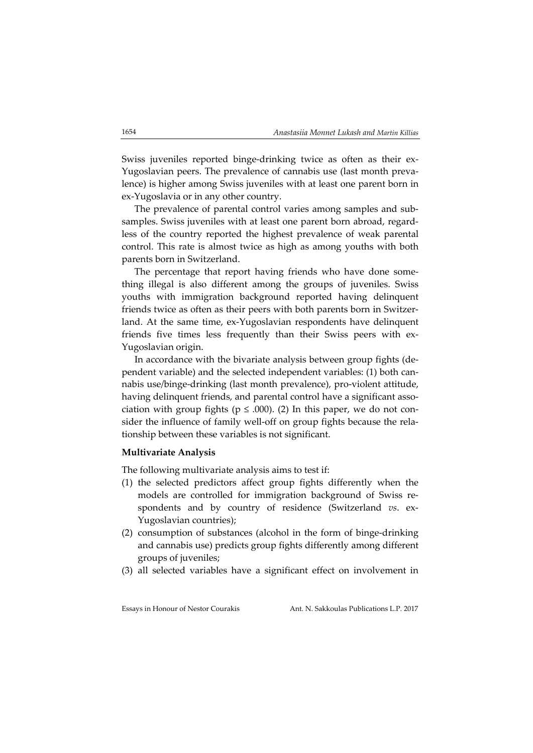Swiss juveniles reported binge-drinking twice as often as their ex-Yugoslavian peers. The prevalence of cannabis use (last month prevalence) is higher among Swiss juveniles with at least one parent born in ex-Yugoslavia or in any other country.

The prevalence of parental control varies among samples and sub-samples. Swiss juveniles with at least one parent born abroad, regardless of the country reported the highest prevalence of weak parental control. This rate is almost twice as high as among youths with both parents born in Switzerland.

The percentage that report having friends who have done something illegal is also different among the groups of juveniles. Swiss youths with immigration background reported having delinquent friends twice as often as their peers with both parents born in Switzerland. At the same time, ex-Yugoslavian respondents have delinquent friends five times less frequently than their Swiss peers with ex-Yugoslavian origin.

In accordance with the bivariate analysis between group fights (dependent variable) and the selected independent variables: (1) both cannabis use/binge-drinking (last month prevalence), pro-violent attitude, having delinquent friends, and parental control have a significant association with group fights ($p \leq .000$). (2) In this paper, we do not consider the influence of family well-off on group fights because the relationship between these variables is not significant.

**Multivariate Analysis**

The following multivariate analysis aims to test if:

(1) the selected predictors affect group fights differently when the models are controlled for immigration background of Swiss respondents and by country of residence (Switzerland *vs*. ex-Yugoslavian countries);
(2) consumption of substances (alcohol in the form of binge-drinking and cannabis use) predicts group fights differently among different groups of juveniles;
(3) all selected variables have a significant effect on involvement in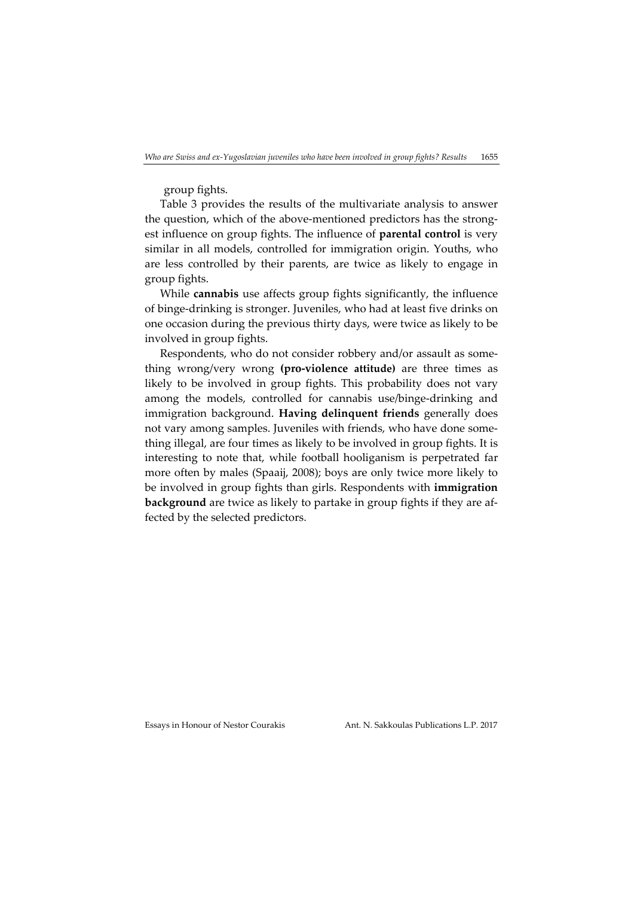group fights.

Table 3 provides the results of the multivariate analysis to answer the question, which of the above-mentioned predictors has the strongest influence on group fights. The influence of **parental control** is very similar in all models, controlled for immigration origin. Youths, who are less controlled by their parents, are twice as likely to engage in group fights.

While **cannabis** use affects group fights significantly, the influence of binge-drinking is stronger. Juveniles, who had at least five drinks on one occasion during the previous thirty days, were twice as likely to be involved in group fights.

Respondents, who do not consider robbery and/or assault as something wrong/very wrong **(pro-violence attitude)** are three times as likely to be involved in group fights. This probability does not vary among the models, controlled for cannabis use/binge-drinking and immigration background. **Having delinquent friends** generally does not vary among samples. Juveniles with friends, who have done something illegal, are four times as likely to be involved in group fights. It is interesting to note that, while football hooliganism is perpetrated far more often by males (Spaaij, 2008); boys are only twice more likely to be involved in group fights than girls. Respondents with **immigration background** are twice as likely to partake in group fights if they are affected by the selected predictors.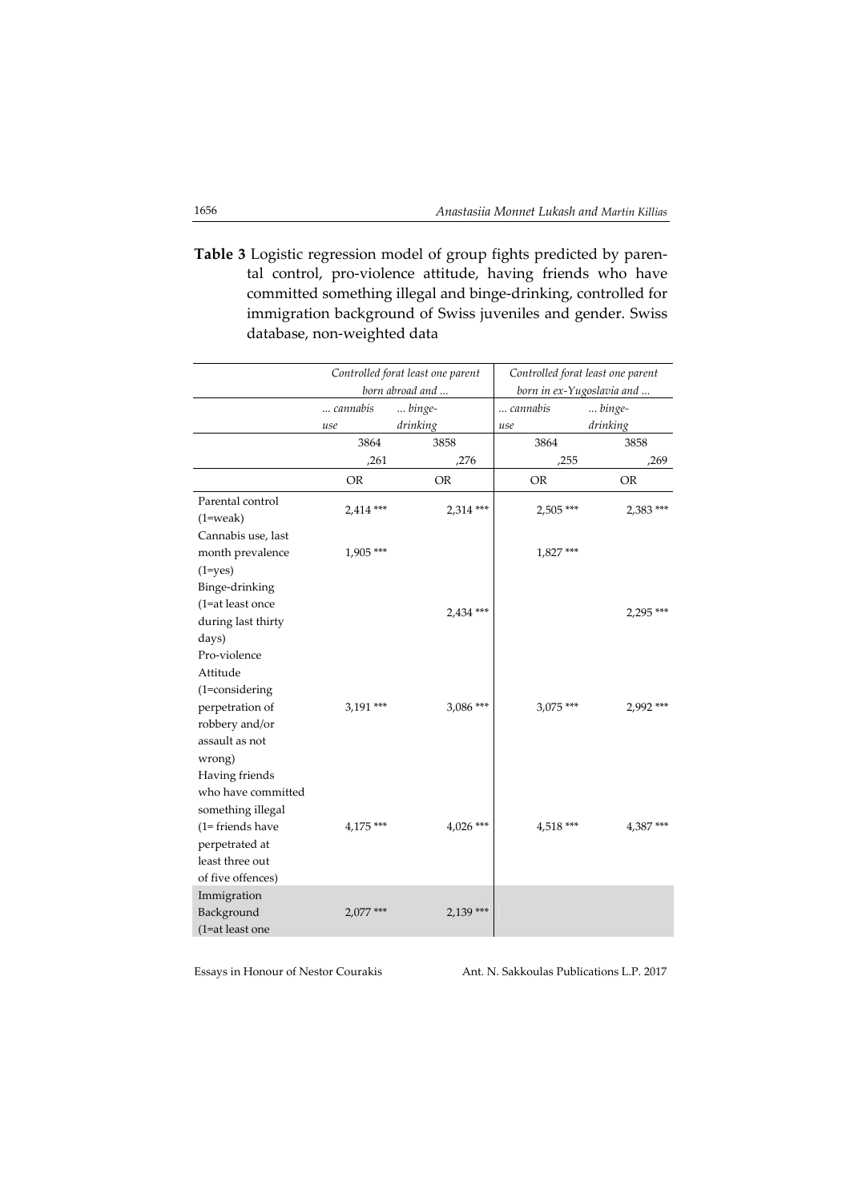**Table 3** Logistic regression model of group fights predicted by parental control, pro-violence attitude, having friends who have committed something illegal and binge-drinking, controlled for immigration background of Swiss juveniles and gender. Swiss database, non-weighted data

| | *Controlled forat least one parent born abroad and ...* | | *Controlled forat least one parent born in ex-Yugoslavia and ...* | |
|---|---|---|---|---|
| | *... cannabis use* | *... binge-drinking* | *... cannabis use* | *... binge-drinking* |
| | 3864 | 3858 | 3864 | 3858 |
| | ,261 | ,276 | ,255 | ,269 |
| | OR | OR | OR | OR |
| Parental control (1=weak) | 2,414 *** | 2,314 *** | 2,505 *** | 2,383 *** |
| Cannabis use, last month prevalence (1=yes) | 1,905 *** | | 1,827 *** | |
| Binge-drinking (1=at least once during last thirty days) | | 2,434 *** | | 2,295 *** |
| Pro-violence Attitude (1=considering perpetration of robbery and/or assault as not wrong) | 3,191 *** | 3,086 *** | 3,075 *** | 2,992 *** |
| Having friends who have committed something illegal (1= friends have perpetrated at least three out of five offences) | 4,175 *** | 4,026 *** | 4,518 *** | 4,387 *** |
| Immigration Background (1=at least one | 2,077 *** | 2,139 *** | | |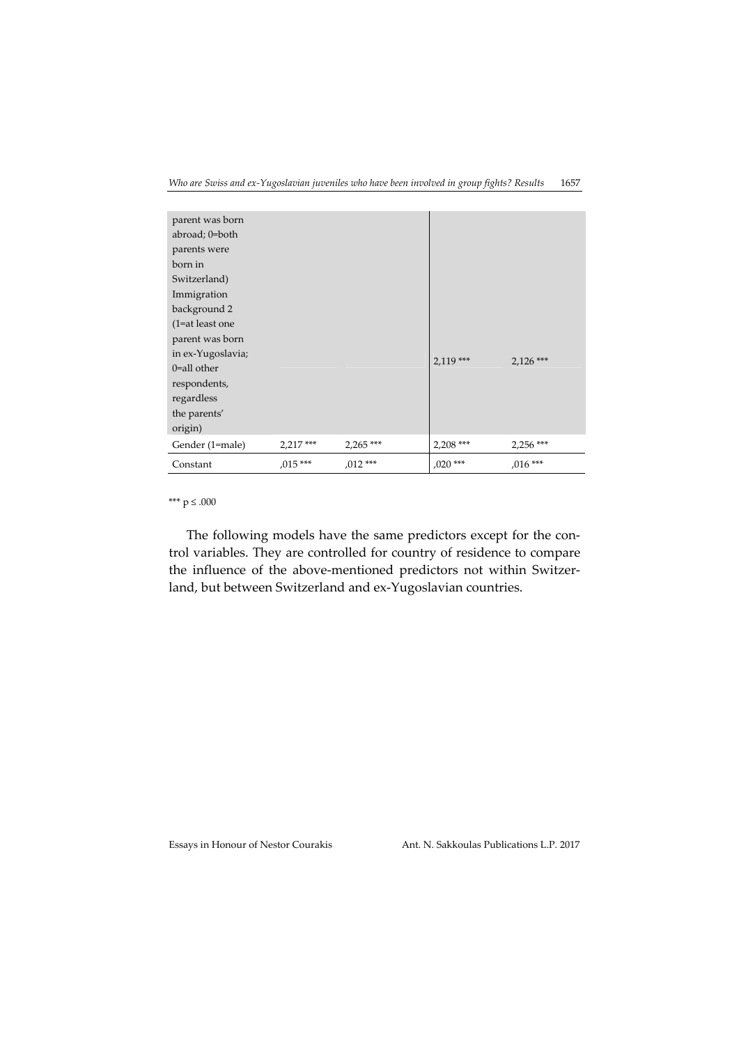| | | | | |
|---|---|---|---|---|
| parent was born abroad; 0=both parents were born in Switzerland) Immigration background 2 (1=at least one parent was born in ex-Yugoslavia; 0=all other respondents, regardless the parents' origin) | | | 2,119 *** | 2,126 *** |
| Gender (1=male) | 2,217 *** | 2,265 *** | 2,208 *** | 2,256 *** |
| Constant | ,015 *** | ,012 *** | ,020 *** | ,016 *** |

*** p ≤ .000

The following models have the same predictors except for the control variables. They are controlled for country of residence to compare the influence of the above-mentioned predictors not within Switzerland, but between Switzerland and ex-Yugoslavian countries.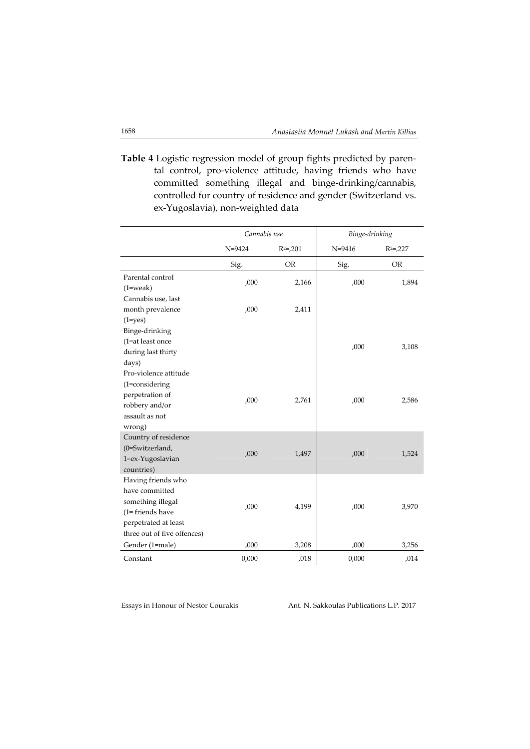**Table 4** Logistic regression model of group fights predicted by parental control, pro-violence attitude, having friends who have committed something illegal and binge-drinking/cannabis, controlled for country of residence and gender (Switzerland vs. ex-Yugoslavia), non-weighted data

| | *Cannabis use* | | *Binge-drinking* | |
|---|---|---|---|---|
| | N=9424 | $R^2$=,201 | N=9416 | $R^2$=,227 |
| | Sig. | OR | Sig. | OR |
| Parental control (1=weak) | ,000 | 2,166 | ,000 | 1,894 |
| Cannabis use, last month prevalence (1=yes) | ,000 | 2,411 | | |
| Binge-drinking (1=at least once during last thirty days) | | | ,000 | 3,108 |
| Pro-violence attitude (1=considering perpetration of robbery and/or assault as not wrong) | ,000 | 2,761 | ,000 | 2,586 |
| Country of residence (0=Switzerland, 1=ex-Yugoslavian countries) | ,000 | 1,497 | ,000 | 1,524 |
| Having friends who have committed something illegal (1= friends have perpetrated at least three out of five offences) | ,000 | 4,199 | ,000 | 3,970 |
| Gender (1=male) | ,000 | 3,208 | ,000 | 3,256 |
| Constant | 0,000 | ,018 | 0,000 | ,014 |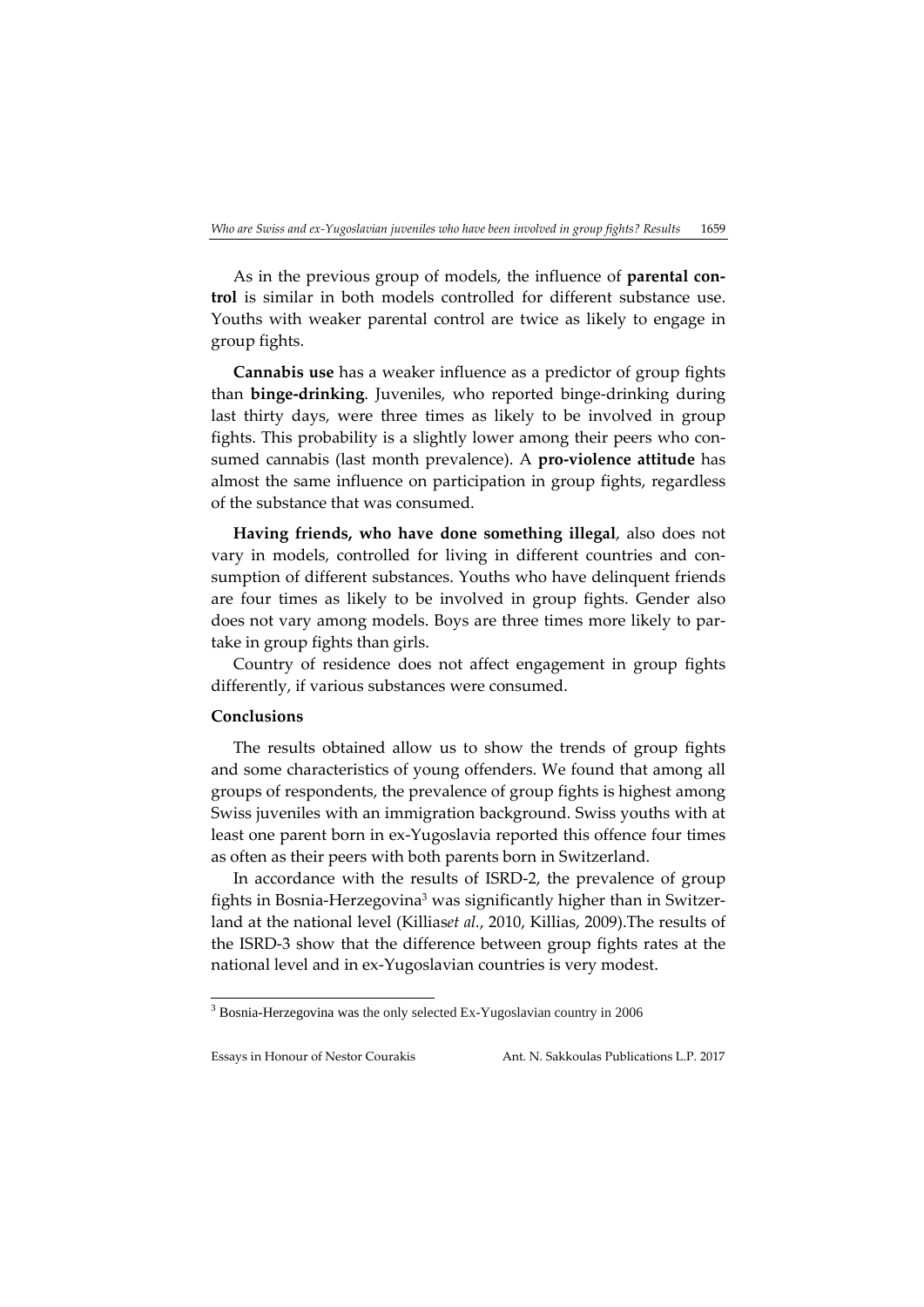As in the previous group of models, the influence of **parental control** is similar in both models controlled for different substance use. Youths with weaker parental control are twice as likely to engage in group fights.

**Cannabis use** has a weaker influence as a predictor of group fights than **binge-drinking**. Juveniles, who reported binge-drinking during last thirty days, were three times as likely to be involved in group fights. This probability is a slightly lower among their peers who consumed cannabis (last month prevalence). A **pro-violence attitude** has almost the same influence on participation in group fights, regardless of the substance that was consumed.

**Having friends, who have done something illegal**, also does not vary in models, controlled for living in different countries and consumption of different substances. Youths who have delinquent friends are four times as likely to be involved in group fights. Gender also does not vary among models. Boys are three times more likely to partake in group fights than girls.

Country of residence does not affect engagement in group fights differently, if various substances were consumed.

**Conclusions**

The results obtained allow us to show the trends of group fights and some characteristics of young offenders. We found that among all groups of respondents, the prevalence of group fights is highest among Swiss juveniles with an immigration background. Swiss youths with at least one parent born in ex-Yugoslavia reported this offence four times as often as their peers with both parents born in Switzerland.

In accordance with the results of ISRD-2, the prevalence of group fights in Bosnia-Herzegovina[3] was significantly higher than in Switzerland at the national level (Killias*et al.*, 2010, Killias, 2009).The results of the ISRD-3 show that the difference between group fights rates at the national level and in ex-Yugoslavian countries is very modest.

[3] Bosnia-Herzegovina was the only selected Ex-Yugoslavian country in 2006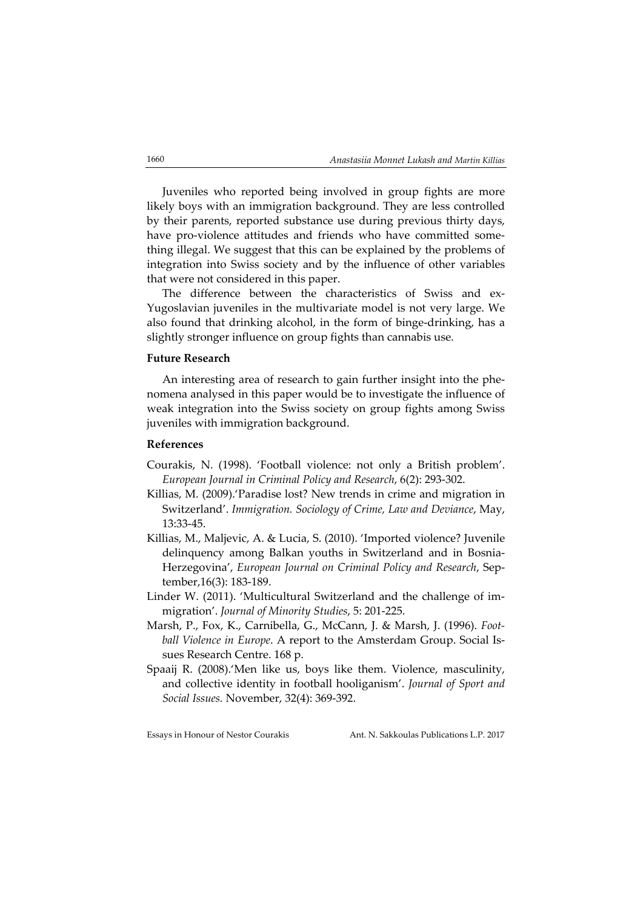Juveniles who reported being involved in group fights are more likely boys with an immigration background. They are less controlled by their parents, reported substance use during previous thirty days, have pro-violence attitudes and friends who have committed something illegal. We suggest that this can be explained by the problems of integration into Swiss society and by the influence of other variables that were not considered in this paper.

The difference between the characteristics of Swiss and ex-Yugoslavian juveniles in the multivariate model is not very large. We also found that drinking alcohol, in the form of binge-drinking, has a slightly stronger influence on group fights than cannabis use.

### Future Research

An interesting area of research to gain further insight into the phenomena analysed in this paper would be to investigate the influence of weak integration into the Swiss society on group fights among Swiss juveniles with immigration background.

### References

Courakis, N. (1998). 'Football violence: not only a British problem'. *European Journal in Criminal Policy and Research*, 6(2): 293-302.

Killias, M. (2009).'Paradise lost? New trends in crime and migration in Switzerland'. *Immigration. Sociology of Crime, Law and Deviance*, May, 13:33-45.

Killias, M., Maljevic, A. & Lucia, S. (2010). 'Imported violence? Juvenile delinquency among Balkan youths in Switzerland and in Bosnia-Herzegovina', *European Journal on Criminal Policy and Research*, September,16(3): 183-189.

Linder W. (2011). 'Multicultural Switzerland and the challenge of immigration'. *Journal of Minority Studies*, 5: 201-225.

Marsh, P., Fox, K., Carnibella, G., McCann, J. & Marsh, J. (1996). *Football Violence in Europe*. A report to the Amsterdam Group. Social Issues Research Centre. 168 p.

Spaaij R. (2008).'Men like us, boys like them. Violence, masculinity, and collective identity in football hooliganism'. *Journal of Sport and Social Issues.* November, 32(4): 369-392.